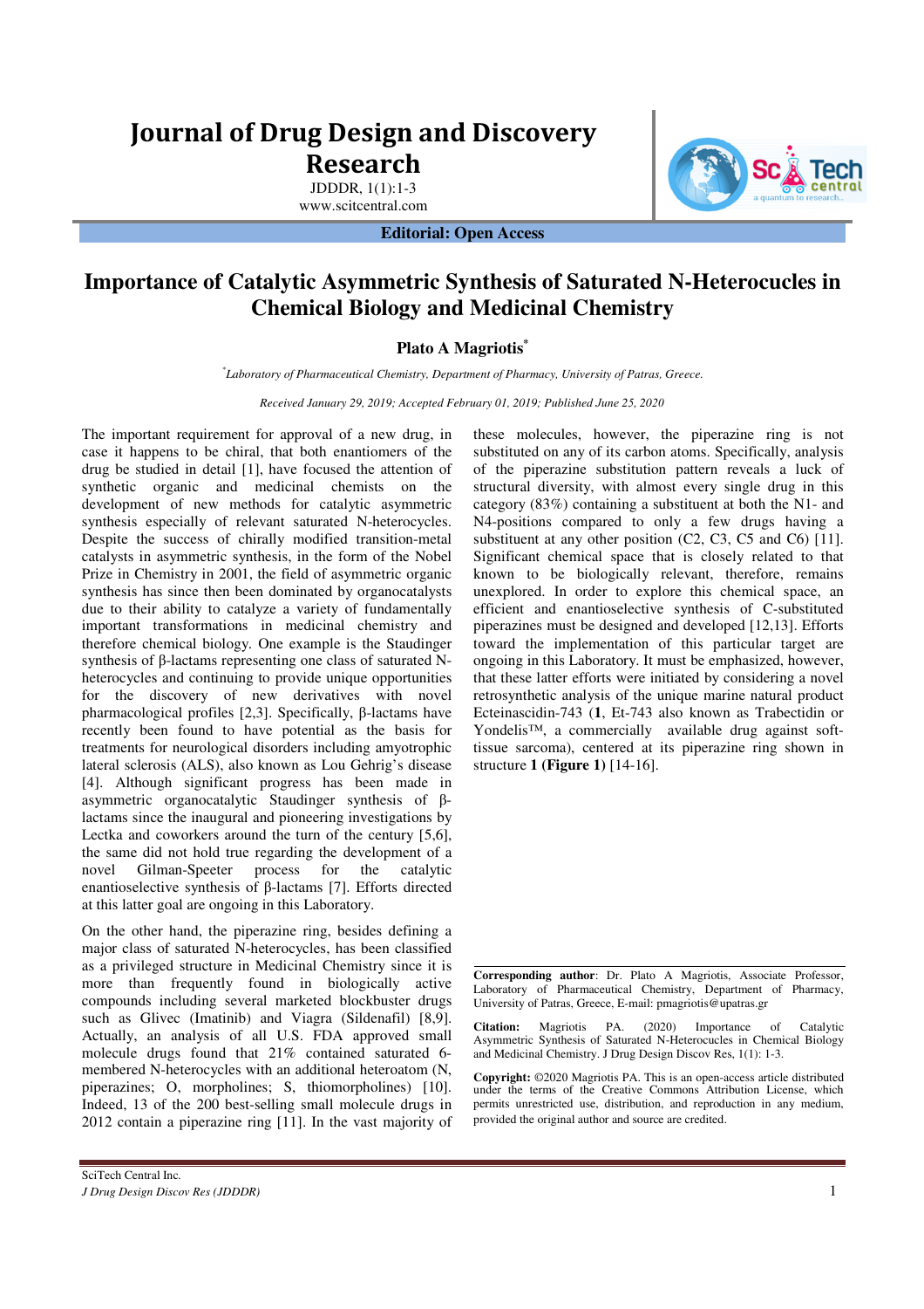# Journal of Drug Design and Discovery Research

JDDDR, 1(1):1-3
www.scitcentral.com

**Editorial: Open Access**

# Importance of Catalytic Asymmetric Synthesis of Saturated N-Heterocucles in Chemical Biology and Medicinal Chemistry

**Plato A Magriotis***

*Laboratory of Pharmaceutical Chemistry, Department of Pharmacy, University of Patras, Greece.*

*Received January 29, 2019; Accepted February 01, 2019; Published June 25, 2020*

The important requirement for approval of a new drug, in case it happens to be chiral, that both enantiomers of the drug be studied in detail [1], have focused the attention of synthetic organic and medicinal chemists on the development of new methods for catalytic asymmetric synthesis especially of relevant saturated N-heterocycles. Despite the success of chirally modified transition-metal catalysts in asymmetric synthesis, in the form of the Nobel Prize in Chemistry in 2001, the field of asymmetric organic synthesis has since then been dominated by organocatalysts due to their ability to catalyze a variety of fundamentally important transformations in medicinal chemistry and therefore chemical biology. One example is the Staudinger synthesis of β-lactams representing one class of saturated N-heterocycles and continuing to provide unique opportunities for the discovery of new derivatives with novel pharmacological profiles [2,3]. Specifically, β-lactams have recently been found to have potential as the basis for treatments for neurological disorders including amyotrophic lateral sclerosis (ALS), also known as Lou Gehrig's disease [4]. Although significant progress has been made in asymmetric organocatalytic Staudinger synthesis of β-lactams since the inaugural and pioneering investigations by Lectka and coworkers around the turn of the century [5,6], the same did not hold true regarding the development of a novel Gilman-Speeter process for the catalytic enantioselective synthesis of β-lactams [7]. Efforts directed at this latter goal are ongoing in this Laboratory.

On the other hand, the piperazine ring, besides defining a major class of saturated N-heterocycles, has been classified as a privileged structure in Medicinal Chemistry since it is more than frequently found in biologically active compounds including several marketed blockbuster drugs such as Glivec (Imatinib) and Viagra (Sildenafil) [8,9]. Actually, an analysis of all U.S. FDA approved small molecule drugs found that 21% contained saturated 6-membered N-heterocycles with an additional heteroatom (N, piperazines; O, morpholines; S, thiomorpholines) [10]. Indeed, 13 of the 200 best-selling small molecule drugs in 2012 contain a piperazine ring [11]. In the vast majority of these molecules, however, the piperazine ring is not substituted on any of its carbon atoms. Specifically, analysis of the piperazine substitution pattern reveals a luck of structural diversity, with almost every single drug in this category (83%) containing a substituent at both the N1- and N4-positions compared to only a few drugs having a substituent at any other position (C2, C3, C5 and C6) [11]. Significant chemical space that is closely related to that known to be biologically relevant, therefore, remains unexplored. In order to explore this chemical space, an efficient and enantioselective synthesis of C-substituted piperazines must be designed and developed [12,13]. Efforts toward the implementation of this particular target are ongoing in this Laboratory. It must be emphasized, however, that these latter efforts were initiated by considering a novel retrosynthetic analysis of the unique marine natural product Ecteinascidin-743 (**1**, Et-743 also known as Trabectidin or Yondelis™, a commercially available drug against soft-tissue sarcoma), centered at its piperazine ring shown in structure **1 (Figure 1)** [14-16].

**Corresponding author**: Dr. Plato A Magriotis, Associate Professor, Laboratory of Pharmaceutical Chemistry, Department of Pharmacy, University of Patras, Greece, E-mail: pmagriotis@upatras.gr

**Citation:** Magriotis PA. (2020) Importance of Catalytic Asymmetric Synthesis of Saturated N-Heterocucles in Chemical Biology and Medicinal Chemistry. J Drug Design Discov Res, 1(1): 1-3.

**Copyright:** ©2020 Magriotis PA. This is an open-access article distributed under the terms of the Creative Commons Attribution License, which permits unrestricted use, distribution, and reproduction in any medium, provided the original author and source are credited.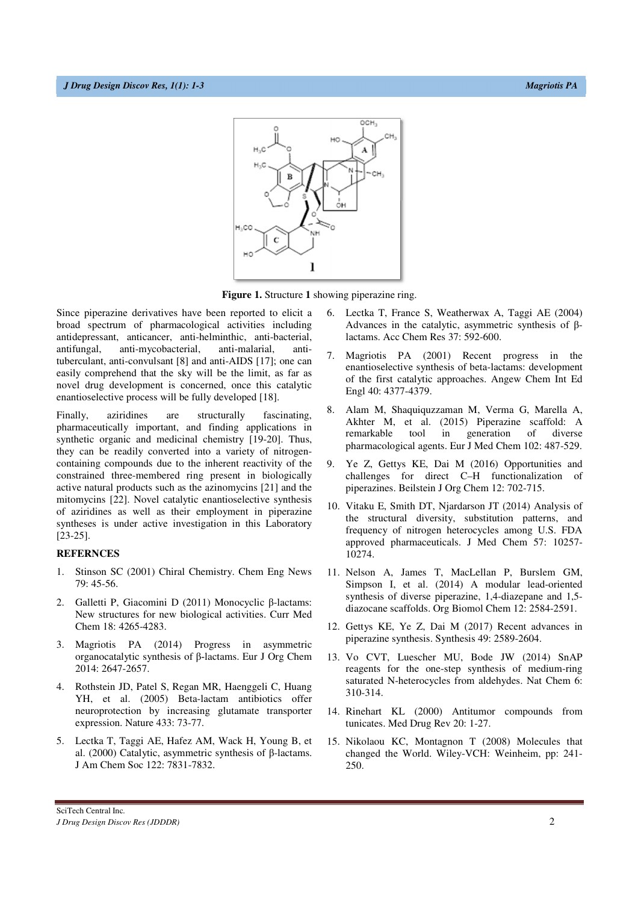**Figure 1.** Structure **1** showing piperazine ring.

Since piperazine derivatives have been reported to elicit a broad spectrum of pharmacological activities including antidepressant, anticancer, anti-helminthic, anti-bacterial, antifungal, anti-mycobacterial, anti-malarial, anti-tuberculant, anti-convulsant [8] and anti-AIDS [17]; one can easily comprehend that the sky will be the limit, as far as novel drug development is concerned, once this catalytic enantioselective process will be fully developed [18].

Finally, aziridines are structurally fascinating, pharmaceutically important, and finding applications in synthetic organic and medicinal chemistry [19-20]. Thus, they can be readily converted into a variety of nitrogen-containing compounds due to the inherent reactivity of the constrained three-membered ring present in biologically active natural products such as the azinomycins [21] and the mitomycins [22]. Novel catalytic enantioselective synthesis of aziridines as well as their employment in piperazine syntheses is under active investigation in this Laboratory [23-25].

## REFERNCES

1. Stinson SC (2001) Chiral Chemistry. Chem Eng News 79: 45-56.
2. Galletti P, Giacomini D (2011) Monocyclic β-lactams: New structures for new biological activities. Curr Med Chem 18: 4265-4283.
3. Magriotis PA (2014) Progress in asymmetric organocatalytic synthesis of β-lactams. Eur J Org Chem 2014: 2647-2657.
4. Rothstein JD, Patel S, Regan MR, Haenggeli C, Huang YH, et al. (2005) Beta-lactam antibiotics offer neuroprotection by increasing glutamate transporter expression. Nature 433: 73-77.
5. Lectka T, Taggi AE, Hafez AM, Wack H, Young B, et al. (2000) Catalytic, asymmetric synthesis of β-lactams. J Am Chem Soc 122: 7831-7832.
6. Lectka T, France S, Weatherwax A, Taggi AE (2004) Advances in the catalytic, asymmetric synthesis of β-lactams. Acc Chem Res 37: 592-600.
7. Magriotis PA (2001) Recent progress in the enantioselective synthesis of beta-lactams: development of the first catalytic approaches. Angew Chem Int Ed Engl 40: 4377-4379.
8. Alam M, Shaquiquzzaman M, Verma G, Marella A, Akhter M, et al. (2015) Piperazine scaffold: A remarkable tool in generation of diverse pharmacological agents. Eur J Med Chem 102: 487-529.
9. Ye Z, Gettys KE, Dai M (2016) Opportunities and challenges for direct C–H functionalization of piperazines. Beilstein J Org Chem 12: 702-715.
10. Vitaku E, Smith DT, Njardarson JT (2014) Analysis of the structural diversity, substitution patterns, and frequency of nitrogen heterocycles among U.S. FDA approved pharmaceuticals. J Med Chem 57: 10257-10274.
11. Nelson A, James T, MacLellan P, Burslem GM, Simpson I, et al. (2014) A modular lead-oriented synthesis of diverse piperazine, 1,4-diazepane and 1,5-diazocane scaffolds. Org Biomol Chem 12: 2584-2591.
12. Gettys KE, Ye Z, Dai M (2017) Recent advances in piperazine synthesis. Synthesis 49: 2589-2604.
13. Vo CVT, Luescher MU, Bode JW (2014) SnAP reagents for the one-step synthesis of medium-ring saturated N-heterocycles from aldehydes. Nat Chem 6: 310-314.
14. Rinehart KL (2000) Antitumor compounds from tunicates. Med Drug Rev 20: 1-27.
15. Nikolaou KC, Montagnon T (2008) Molecules that changed the World. Wiley-VCH: Weinheim, pp: 241-250.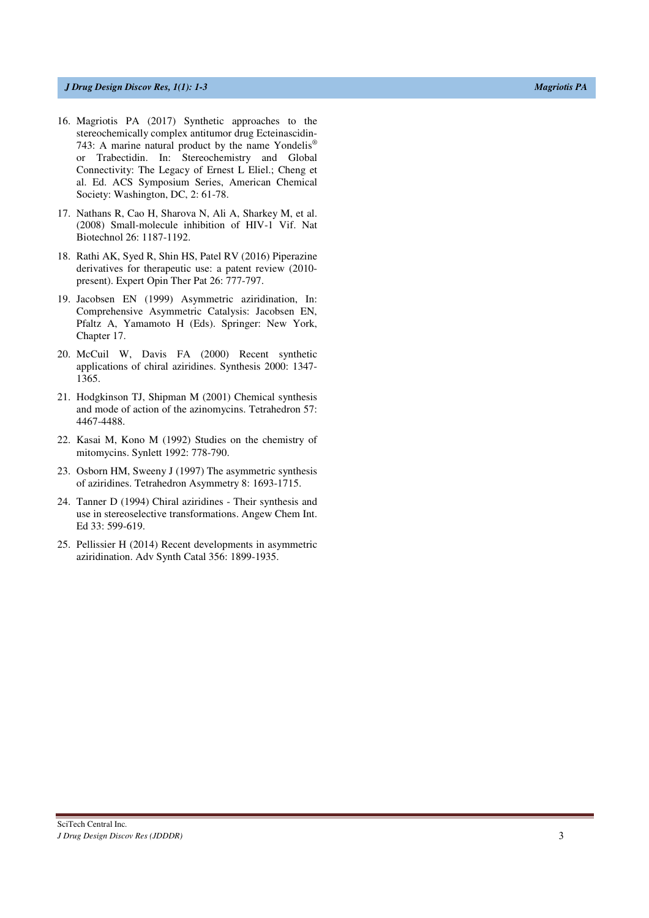16. Magriotis PA (2017) Synthetic approaches to the stereochemically complex antitumor drug Ecteinascidin-743: A marine natural product by the name Yondelis® or Trabectidin. In: Stereochemistry and Global Connectivity: The Legacy of Ernest L Eliel.; Cheng et al. Ed. ACS Symposium Series, American Chemical Society: Washington, DC, 2: 61-78.

17. Nathans R, Cao H, Sharova N, Ali A, Sharkey M, et al. (2008) Small-molecule inhibition of HIV-1 Vif. Nat Biotechnol 26: 1187-1192.

18. Rathi AK, Syed R, Shin HS, Patel RV (2016) Piperazine derivatives for therapeutic use: a patent review (2010-present). Expert Opin Ther Pat 26: 777-797.

19. Jacobsen EN (1999) Asymmetric aziridination, In: Comprehensive Asymmetric Catalysis: Jacobsen EN, Pfaltz A, Yamamoto H (Eds). Springer: New York, Chapter 17.

20. McCuil W, Davis FA (2000) Recent synthetic applications of chiral aziridines. Synthesis 2000: 1347-1365.

21. Hodgkinson TJ, Shipman M (2001) Chemical synthesis and mode of action of the azinomycins. Tetrahedron 57: 4467-4488.

22. Kasai M, Kono M (1992) Studies on the chemistry of mitomycins. Synlett 1992: 778-790.

23. Osborn HM, Sweeny J (1997) The asymmetric synthesis of aziridines. Tetrahedron Asymmetry 8: 1693-1715.

24. Tanner D (1994) Chiral aziridines - Their synthesis and use in stereoselective transformations. Angew Chem Int. Ed 33: 599-619.

25. Pellissier H (2014) Recent developments in asymmetric aziridination. Adv Synth Catal 356: 1899-1935.